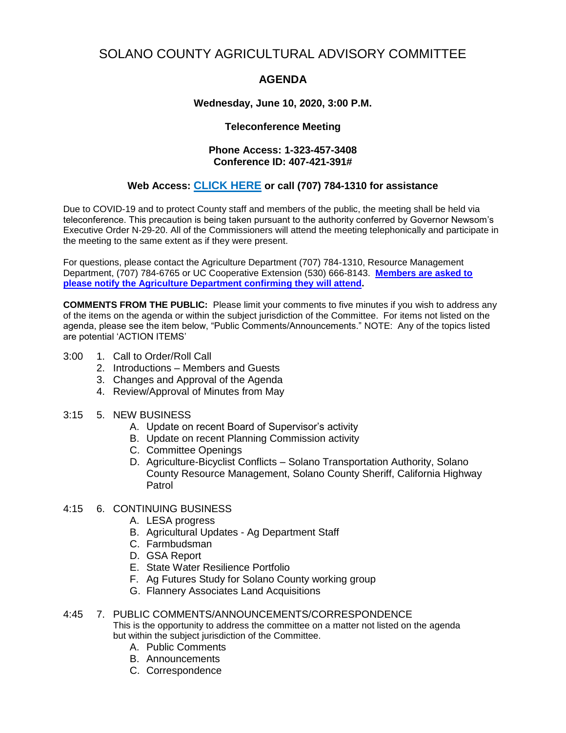# SOLANO COUNTY AGRICULTURAL ADVISORY COMMITTEE

## AGENDA

**Wednesday, June 10, 2020, 3:00 P.M.**

**Teleconference Meeting**

**Phone Access: 1-323-457-3408**
**Conference ID: 407-421-391#**

**Web Access: CLICK HERE or call (707) 784-1310 for assistance**

Due to COVID-19 and to protect County staff and members of the public, the meeting shall be held via teleconference. This precaution is being taken pursuant to the authority conferred by Governor Newsom's Executive Order N-29-20. All of the Commissioners will attend the meeting telephonically and participate in the meeting to the same extent as if they were present.

For questions, please contact the Agriculture Department (707) 784-1310, Resource Management Department, (707) 784-6765 or UC Cooperative Extension (530) 666-8143. **Members are asked to please notify the Agriculture Department confirming they will attend.**

**COMMENTS FROM THE PUBLIC:** Please limit your comments to five minutes if you wish to address any of the items on the agenda or within the subject jurisdiction of the Committee. For items not listed on the agenda, please see the item below, "Public Comments/Announcements." NOTE: Any of the topics listed are potential 'ACTION ITEMS'

3:00
1. Call to Order/Roll Call
2. Introductions – Members and Guests
3. Changes and Approval of the Agenda
4. Review/Approval of Minutes from May

3:15
5. NEW BUSINESS
   - A. Update on recent Board of Supervisor's activity
   - B. Update on recent Planning Commission activity
   - C. Committee Openings
   - D. Agriculture-Bicyclist Conflicts – Solano Transportation Authority, Solano County Resource Management, Solano County Sheriff, California Highway Patrol

4:15
6. CONTINUING BUSINESS
   - A. LESA progress
   - B. Agricultural Updates - Ag Department Staff
   - C. Farmbudsman
   - D. GSA Report
   - E. State Water Resilience Portfolio
   - F. Ag Futures Study for Solano County working group
   - G. Flannery Associates Land Acquisitions

4:45
7. PUBLIC COMMENTS/ANNOUNCEMENTS/CORRESPONDENCE
   This is the opportunity to address the committee on a matter not listed on the agenda but within the subject jurisdiction of the Committee.
   - A. Public Comments
   - B. Announcements
   - C. Correspondence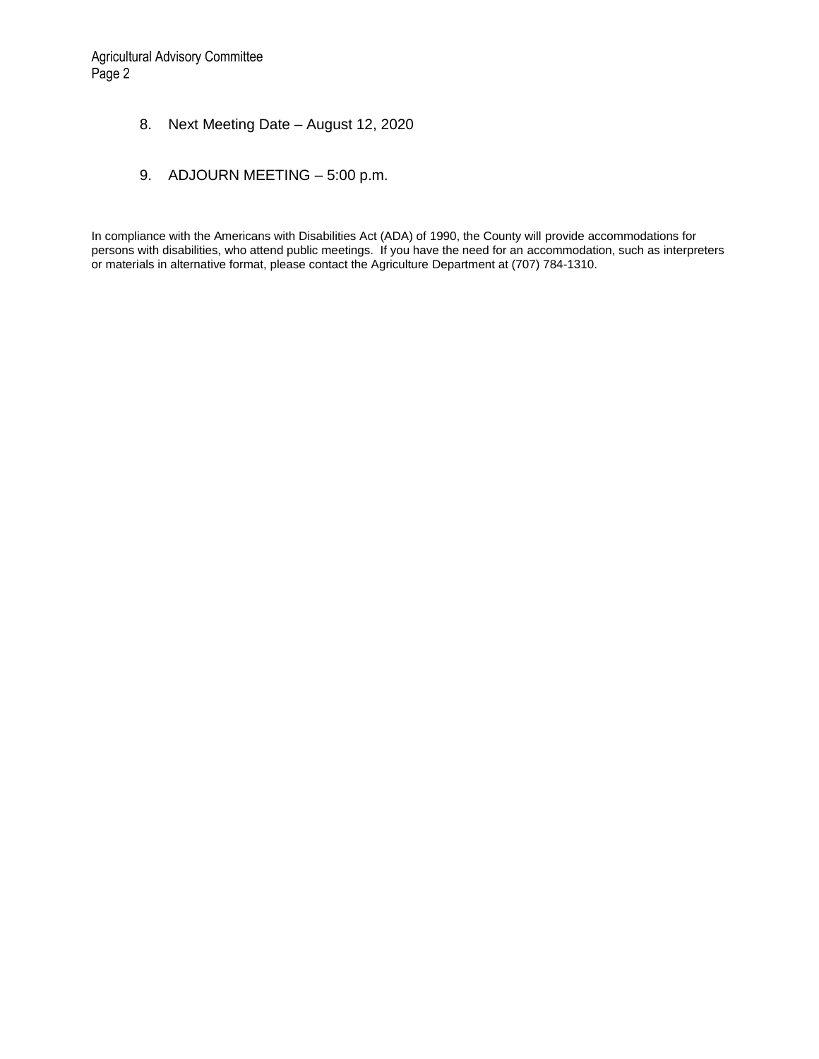8. Next Meeting Date – August 12, 2020

9. ADJOURN MEETING – 5:00 p.m.

In compliance with the Americans with Disabilities Act (ADA) of 1990, the County will provide accommodations for persons with disabilities, who attend public meetings. If you have the need for an accommodation, such as interpreters or materials in alternative format, please contact the Agriculture Department at (707) 784-1310.